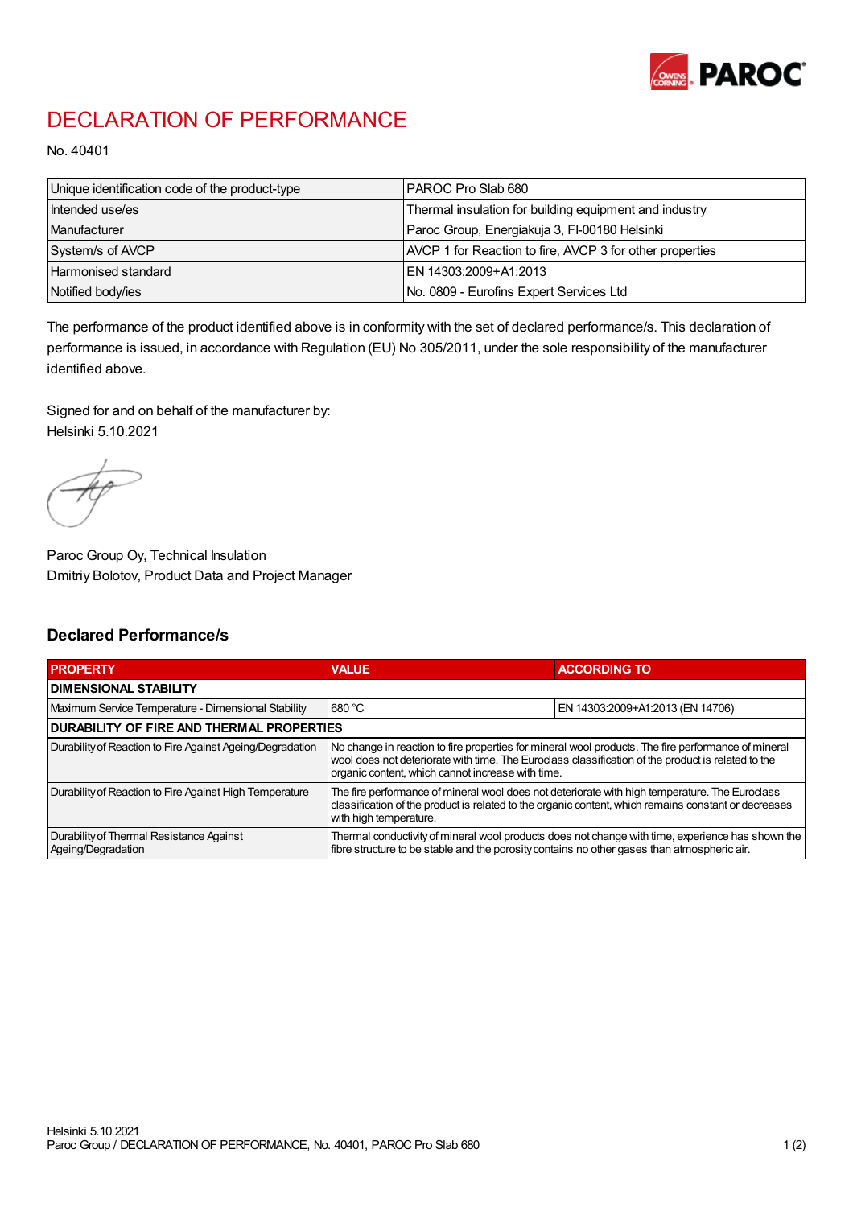# DECLARATION OF PERFORMANCE

No. 40401

| Unique identification code of the product-type | PAROC Pro Slab 680 |
|---|---|
| Intended use/es | Thermal insulation for building equipment and industry |
| Manufacturer | Paroc Group, Energiakuja 3, FI-00180 Helsinki |
| System/s of AVCP | AVCP 1 for Reaction to fire, AVCP 3 for other properties |
| Harmonised standard | EN 14303:2009+A1:2013 |
| Notified body/ies | No. 0809 - Eurofins Expert Services Ltd |

The performance of the product identified above is in conformity with the set of declared performance/s. This declaration of performance is issued, in accordance with Regulation (EU) No 305/2011, under the sole responsibility of the manufacturer identified above.

Signed for and on behalf of the manufacturer by:
Helsinki 5.10.2021

Paroc Group Oy, Technical Insulation
Dmitriy Bolotov, Product Data and Project Manager

## Declared Performance/s

| PROPERTY | VALUE | ACCORDING TO |
|---|---|---|
| **DIMENSIONAL STABILITY** | | |
| Maximum Service Temperature - Dimensional Stability | 680 °C | EN 14303:2009+A1:2013 (EN 14706) |
| **DURABILITY OF FIRE AND THERMAL PROPERTIES** | | |
| Durability of Reaction to Fire Against Ageing/Degradation | No change in reaction to fire properties for mineral wool products. The fire performance of mineral wool does not deteriorate with time. The Euroclass classification of the product is related to the organic content, which cannot increase with time. | |
| Durability of Reaction to Fire Against High Temperature | The fire performance of mineral wool does not deteriorate with high temperature. The Euroclass classification of the product is related to the organic content, which remains constant or decreases with high temperature. | |
| Durability of Thermal Resistance Against Ageing/Degradation | Thermal conductivity of mineral wool products does not change with time, experience has shown the fibre structure to be stable and the porosity contains no other gases than atmospheric air. | |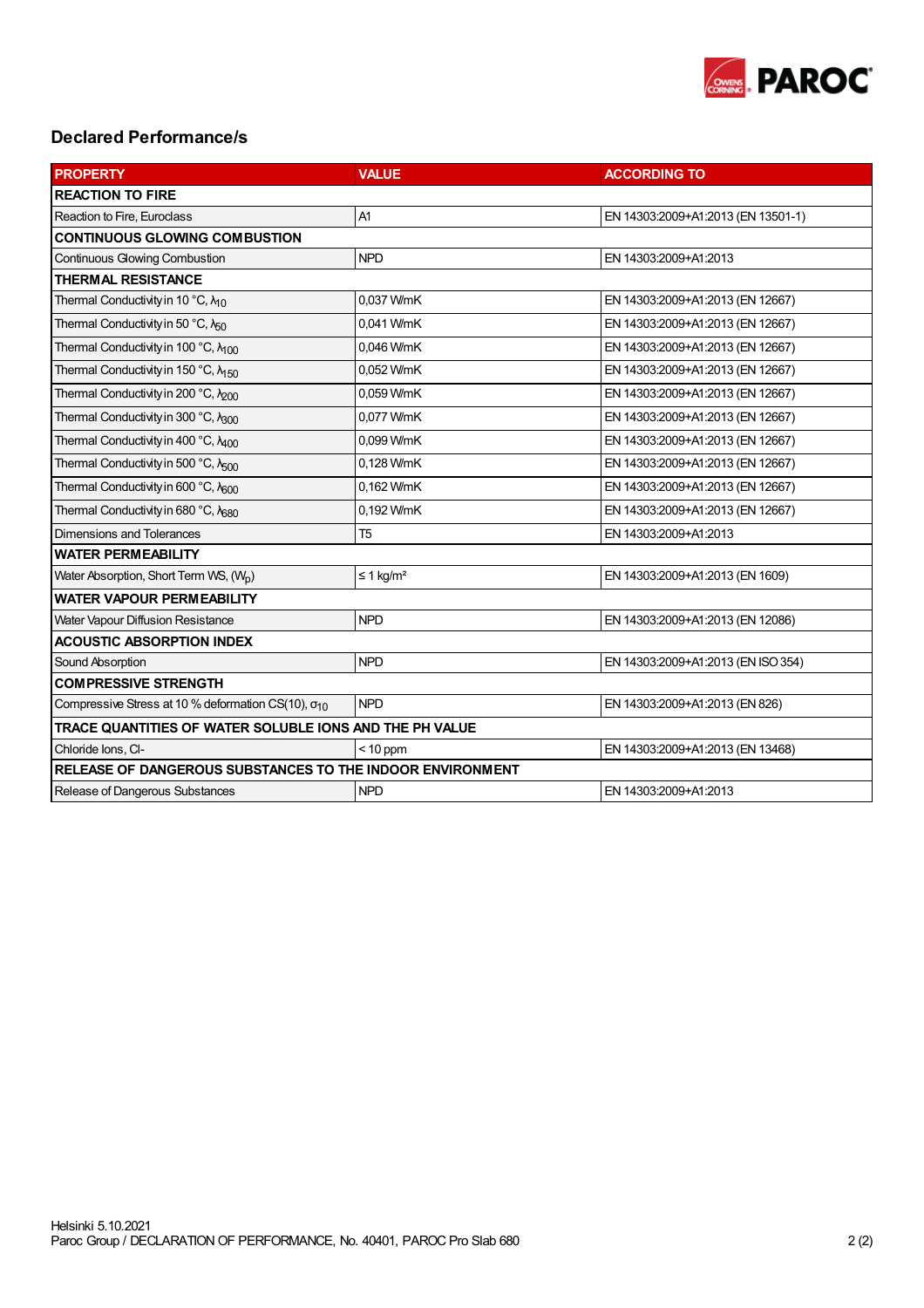## Declared Performance/s

| PROPERTY | VALUE | ACCORDING TO |
|---|---|---|
| **REACTION TO FIRE** | | |
| Reaction to Fire, Euroclass | A1 | EN 14303:2009+A1:2013 (EN 13501-1) |
| **CONTINUOUS GLOWING COMBUSTION** | | |
| Continuous Glowing Combustion | NPD | EN 14303:2009+A1:2013 |
| **THERMAL RESISTANCE** | | |
| Thermal Conductivity in 10 °C, $\lambda_{10}$ | 0,037 W/mK | EN 14303:2009+A1:2013 (EN 12667) |
| Thermal Conductivity in 50 °C, $\lambda_{50}$ | 0,041 W/mK | EN 14303:2009+A1:2013 (EN 12667) |
| Thermal Conductivity in 100 °C, $\lambda_{100}$ | 0,046 W/mK | EN 14303:2009+A1:2013 (EN 12667) |
| Thermal Conductivity in 150 °C, $\lambda_{150}$ | 0,052 W/mK | EN 14303:2009+A1:2013 (EN 12667) |
| Thermal Conductivity in 200 °C, $\lambda_{200}$ | 0,059 W/mK | EN 14303:2009+A1:2013 (EN 12667) |
| Thermal Conductivity in 300 °C, $\lambda_{300}$ | 0,077 W/mK | EN 14303:2009+A1:2013 (EN 12667) |
| Thermal Conductivity in 400 °C, $\lambda_{400}$ | 0,099 W/mK | EN 14303:2009+A1:2013 (EN 12667) |
| Thermal Conductivity in 500 °C, $\lambda_{500}$ | 0,128 W/mK | EN 14303:2009+A1:2013 (EN 12667) |
| Thermal Conductivity in 600 °C, $\lambda_{600}$ | 0,162 W/mK | EN 14303:2009+A1:2013 (EN 12667) |
| Thermal Conductivity in 680 °C, $\lambda_{680}$ | 0,192 W/mK | EN 14303:2009+A1:2013 (EN 12667) |
| Dimensions and Tolerances | T5 | EN 14303:2009+A1:2013 |
| **WATER PERMEABILITY** | | |
| Water Absorption, Short Term WS, ($W_p$) | ≤ 1 kg/m² | EN 14303:2009+A1:2013 (EN 1609) |
| **WATER VAPOUR PERMEABILITY** | | |
| Water Vapour Diffusion Resistance | NPD | EN 14303:2009+A1:2013 (EN 12086) |
| **ACOUSTIC ABSORPTION INDEX** | | |
| Sound Absorption | NPD | EN 14303:2009+A1:2013 (EN ISO 354) |
| **COMPRESSIVE STRENGTH** | | |
| Compressive Stress at 10 % deformation CS(10), $\sigma_{10}$ | NPD | EN 14303:2009+A1:2013 (EN 826) |
| **TRACE QUANTITIES OF WATER SOLUBLE IONS AND THE PH VALUE** | | |
| Chloride Ions, Cl- | < 10 ppm | EN 14303:2009+A1:2013 (EN 13468) |
| **RELEASE OF DANGEROUS SUBSTANCES TO THE INDOOR ENVIRONMENT** | | |
| Release of Dangerous Substances | NPD | EN 14303:2009+A1:2013 |

Helsinki 5.10.2021
Paroc Group / DECLARATION OF PERFORMANCE, No. 40401, PAROC Pro Slab 680